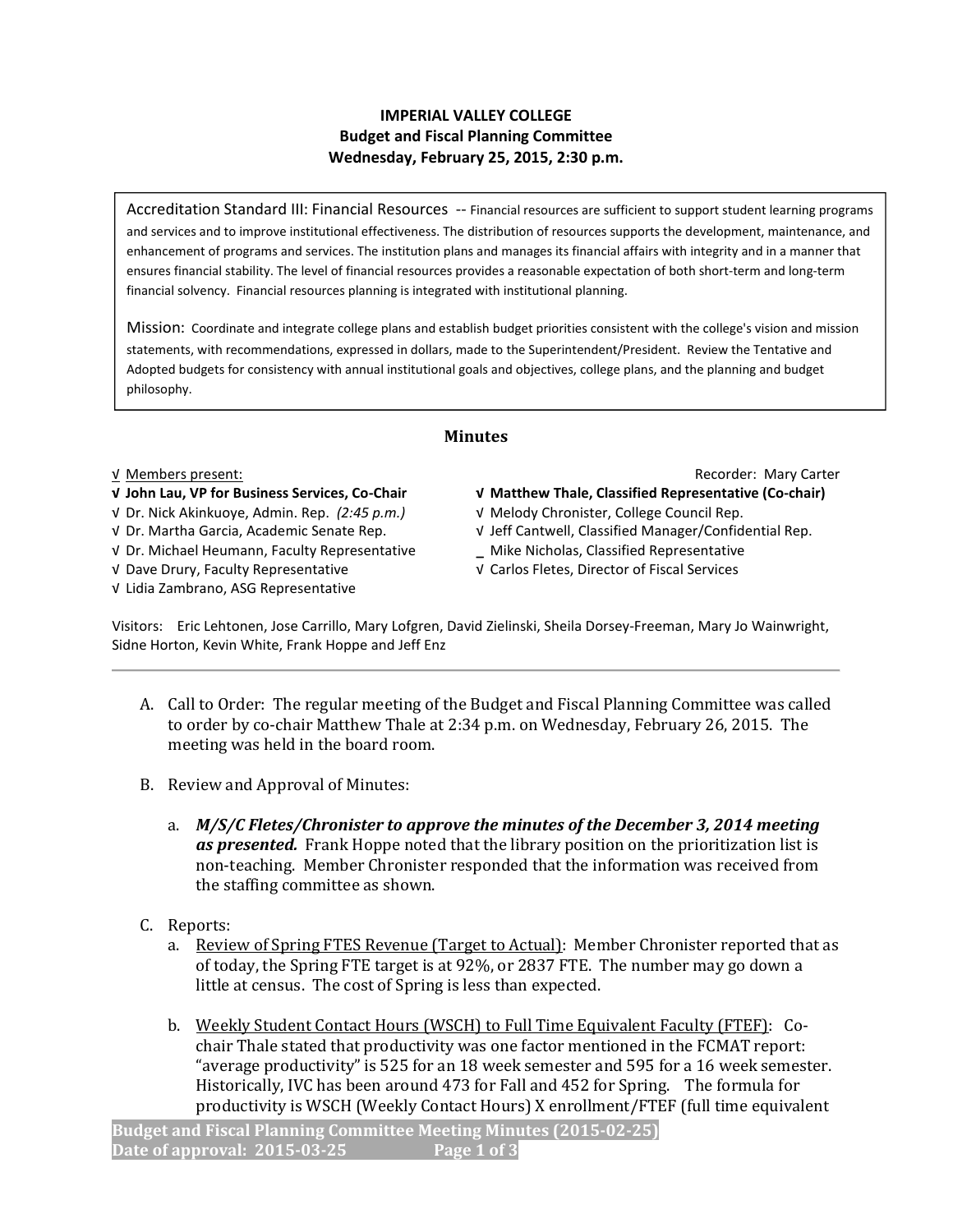**IMPERIAL VALLEY COLLEGE**
**Budget and Fiscal Planning Committee**
**Wednesday, February 25, 2015, 2:30 p.m.**

Accreditation Standard III: Financial Resources -- Financial resources are sufficient to support student learning programs and services and to improve institutional effectiveness. The distribution of resources supports the development, maintenance, and enhancement of programs and services. The institution plans and manages its financial affairs with integrity and in a manner that ensures financial stability. The level of financial resources provides a reasonable expectation of both short-term and long-term financial solvency. Financial resources planning is integrated with institutional planning.

Mission: Coordinate and integrate college plans and establish budget priorities consistent with the college's vision and mission statements, with recommendations, expressed in dollars, made to the Superintendent/President. Review the Tentative and Adopted budgets for consistency with annual institutional goals and objectives, college plans, and the planning and budget philosophy.

## Minutes

√ Members present:

Recorder: Mary Carter

- **√ John Lau, VP for Business Services, Co-Chair**
- √ Dr. Nick Akinkuoye, Admin. Rep. *(2:45 p.m.)*
- √ Dr. Martha Garcia, Academic Senate Rep.
- √ Dr. Michael Heumann, Faculty Representative
- √ Dave Drury, Faculty Representative
- √ Lidia Zambrano, ASG Representative
- **√ Matthew Thale, Classified Representative (Co-chair)**
- √ Melody Chronister, College Council Rep.
- √ Jeff Cantwell, Classified Manager/Confidential Rep.
- _ Mike Nicholas, Classified Representative
- √ Carlos Fletes, Director of Fiscal Services

Visitors: Eric Lehtonen, Jose Carrillo, Mary Lofgren, David Zielinski, Sheila Dorsey-Freeman, Mary Jo Wainwright, Sidne Horton, Kevin White, Frank Hoppe and Jeff Enz

---

A. Call to Order: The regular meeting of the Budget and Fiscal Planning Committee was called to order by co-chair Matthew Thale at 2:34 p.m. on Wednesday, February 26, 2015. The meeting was held in the board room.

B. Review and Approval of Minutes:

   a. ***M/S/C Fletes/Chronister to approve the minutes of the December 3, 2014 meeting as presented.*** Frank Hoppe noted that the library position on the prioritization list is non-teaching. Member Chronister responded that the information was received from the staffing committee as shown.

C. Reports:

   a. Review of Spring FTES Revenue (Target to Actual): Member Chronister reported that as of today, the Spring FTE target is at 92%, or 2837 FTE. The number may go down a little at census. The cost of Spring is less than expected.

   b. Weekly Student Contact Hours (WSCH) to Full Time Equivalent Faculty (FTEF): Co-chair Thale stated that productivity was one factor mentioned in the FCMAT report: "average productivity" is 525 for an 18 week semester and 595 for a 16 week semester. Historically, IVC has been around 473 for Fall and 452 for Spring. The formula for productivity is WSCH (Weekly Contact Hours) X enrollment/FTEF (full time equivalent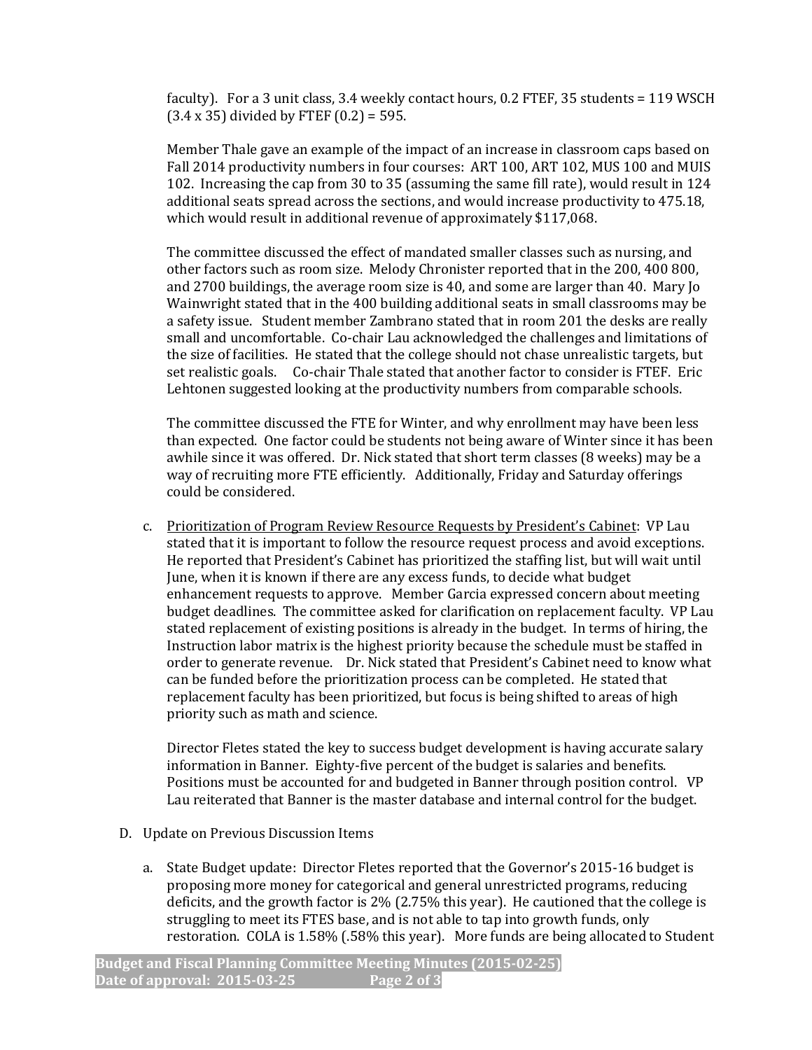faculty). For a 3 unit class, 3.4 weekly contact hours, 0.2 FTEF, 35 students = 119 WSCH (3.4 x 35) divided by FTEF (0.2) = 595.

Member Thale gave an example of the impact of an increase in classroom caps based on Fall 2014 productivity numbers in four courses: ART 100, ART 102, MUS 100 and MUIS 102. Increasing the cap from 30 to 35 (assuming the same fill rate), would result in 124 additional seats spread across the sections, and would increase productivity to 475.18, which would result in additional revenue of approximately $117,068.

The committee discussed the effect of mandated smaller classes such as nursing, and other factors such as room size. Melody Chronister reported that in the 200, 400 800, and 2700 buildings, the average room size is 40, and some are larger than 40. Mary Jo Wainwright stated that in the 400 building additional seats in small classrooms may be a safety issue. Student member Zambrano stated that in room 201 the desks are really small and uncomfortable. Co-chair Lau acknowledged the challenges and limitations of the size of facilities. He stated that the college should not chase unrealistic targets, but set realistic goals. Co-chair Thale stated that another factor to consider is FTEF. Eric Lehtonen suggested looking at the productivity numbers from comparable schools.

The committee discussed the FTE for Winter, and why enrollment may have been less than expected. One factor could be students not being aware of Winter since it has been awhile since it was offered. Dr. Nick stated that short term classes (8 weeks) may be a way of recruiting more FTE efficiently. Additionally, Friday and Saturday offerings could be considered.

c. Prioritization of Program Review Resource Requests by President's Cabinet: VP Lau stated that it is important to follow the resource request process and avoid exceptions. He reported that President's Cabinet has prioritized the staffing list, but will wait until June, when it is known if there are any excess funds, to decide what budget enhancement requests to approve. Member Garcia expressed concern about meeting budget deadlines. The committee asked for clarification on replacement faculty. VP Lau stated replacement of existing positions is already in the budget. In terms of hiring, the Instruction labor matrix is the highest priority because the schedule must be staffed in order to generate revenue. Dr. Nick stated that President's Cabinet need to know what can be funded before the prioritization process can be completed. He stated that replacement faculty has been prioritized, but focus is being shifted to areas of high priority such as math and science.

   Director Fletes stated the key to success budget development is having accurate salary information in Banner. Eighty-five percent of the budget is salaries and benefits. Positions must be accounted for and budgeted in Banner through position control. VP Lau reiterated that Banner is the master database and internal control for the budget.

D. Update on Previous Discussion Items

   a. State Budget update: Director Fletes reported that the Governor's 2015-16 budget is proposing more money for categorical and general unrestricted programs, reducing deficits, and the growth factor is 2% (2.75% this year). He cautioned that the college is struggling to meet its FTES base, and is not able to tap into growth funds, only restoration. COLA is 1.58% (.58% this year). More funds are being allocated to Student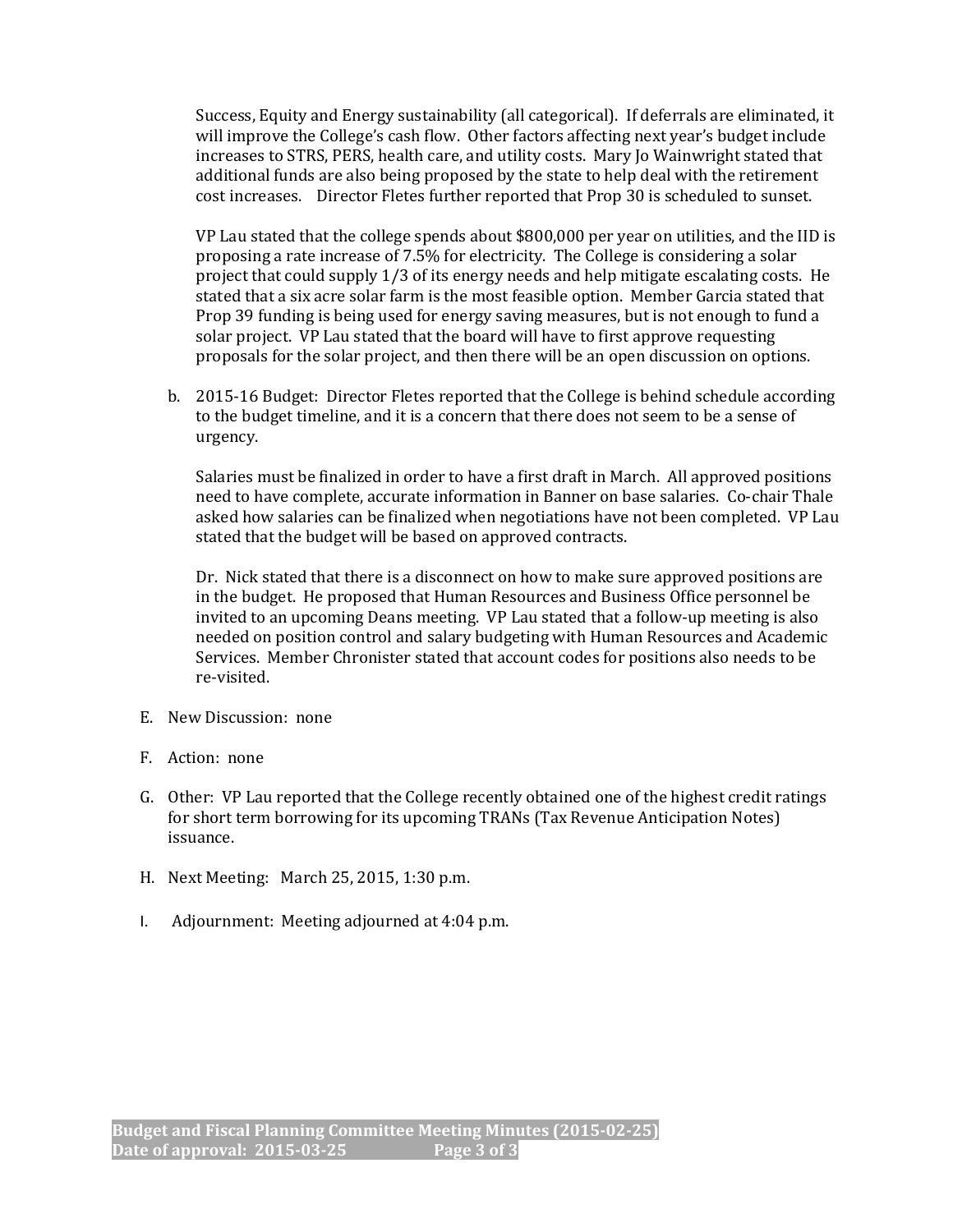Success, Equity and Energy sustainability (all categorical). If deferrals are eliminated, it will improve the College's cash flow. Other factors affecting next year's budget include increases to STRS, PERS, health care, and utility costs. Mary Jo Wainwright stated that additional funds are also being proposed by the state to help deal with the retirement cost increases. Director Fletes further reported that Prop 30 is scheduled to sunset.

VP Lau stated that the college spends about $800,000 per year on utilities, and the IID is proposing a rate increase of 7.5% for electricity. The College is considering a solar project that could supply 1/3 of its energy needs and help mitigate escalating costs. He stated that a six acre solar farm is the most feasible option. Member Garcia stated that Prop 39 funding is being used for energy saving measures, but is not enough to fund a solar project. VP Lau stated that the board will have to first approve requesting proposals for the solar project, and then there will be an open discussion on options.

b. 2015-16 Budget: Director Fletes reported that the College is behind schedule according to the budget timeline, and it is a concern that there does not seem to be a sense of urgency.

   Salaries must be finalized in order to have a first draft in March. All approved positions need to have complete, accurate information in Banner on base salaries. Co-chair Thale asked how salaries can be finalized when negotiations have not been completed. VP Lau stated that the budget will be based on approved contracts.

   Dr. Nick stated that there is a disconnect on how to make sure approved positions are in the budget. He proposed that Human Resources and Business Office personnel be invited to an upcoming Deans meeting. VP Lau stated that a follow-up meeting is also needed on position control and salary budgeting with Human Resources and Academic Services. Member Chronister stated that account codes for positions also needs to be re-visited.

E. New Discussion: none

F. Action: none

G. Other: VP Lau reported that the College recently obtained one of the highest credit ratings for short term borrowing for its upcoming TRANs (Tax Revenue Anticipation Notes) issuance.

H. Next Meeting: March 25, 2015, 1:30 p.m.

I. Adjournment: Meeting adjourned at 4:04 p.m.